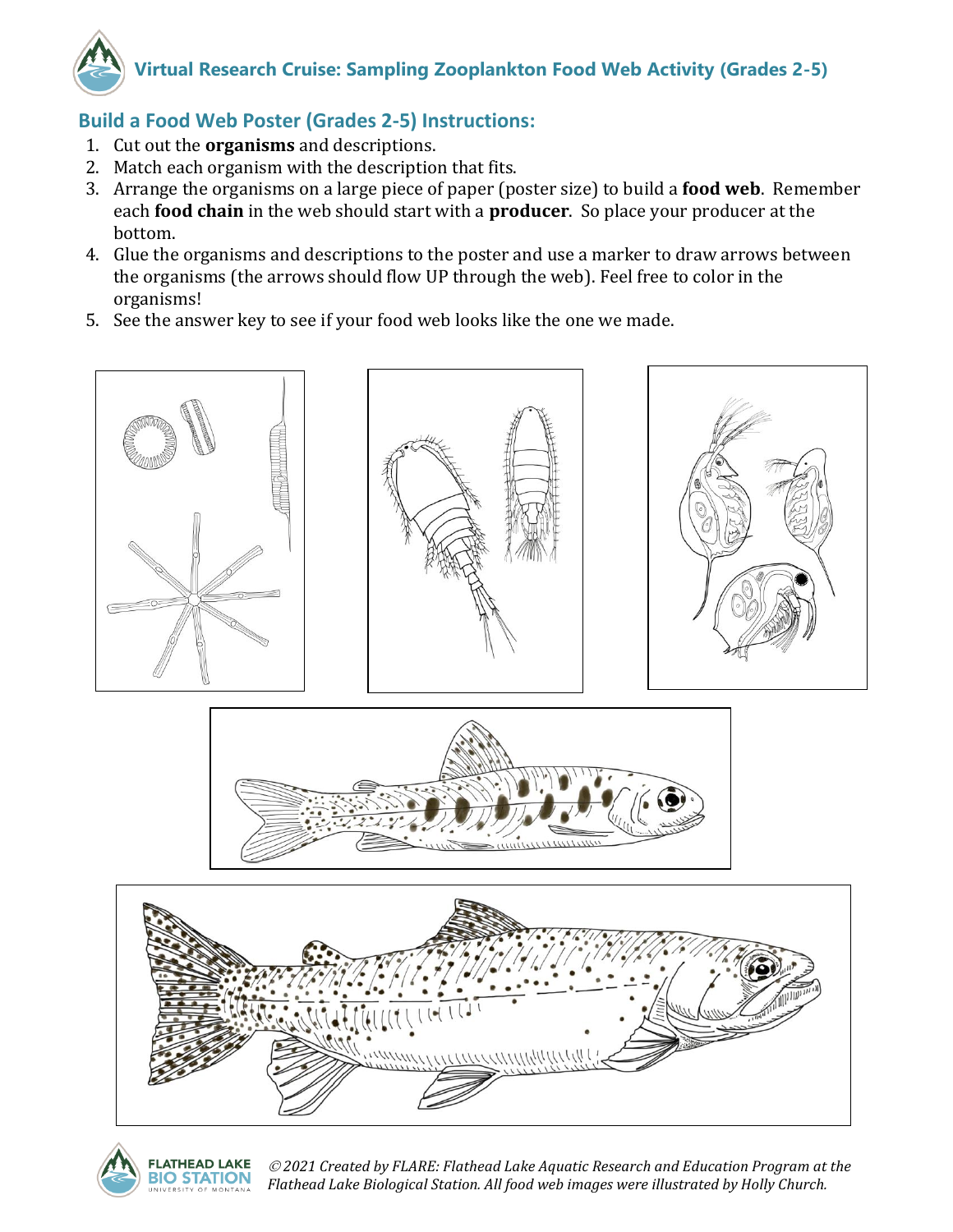# Virtual Research Cruise: Sampling Zooplankton Food Web Activity (Grades 2-5)

## Build a Food Web Poster (Grades 2-5) Instructions:

1. Cut out the **organisms** and descriptions.
2. Match each organism with the description that fits.
3. Arrange the organisms on a large piece of paper (poster size) to build a **food web**. Remember each **food chain** in the web should start with a **producer**. So place your producer at the bottom.
4. Glue the organisms and descriptions to the poster and use a marker to draw arrows between the organisms (the arrows should flow UP through the web). Feel free to color in the organisms!
5. See the answer key to see if your food web looks like the one we made.

*© 2021 Created by FLARE: Flathead Lake Aquatic Research and Education Program at the Flathead Lake Biological Station. All food web images were illustrated by Holly Church.*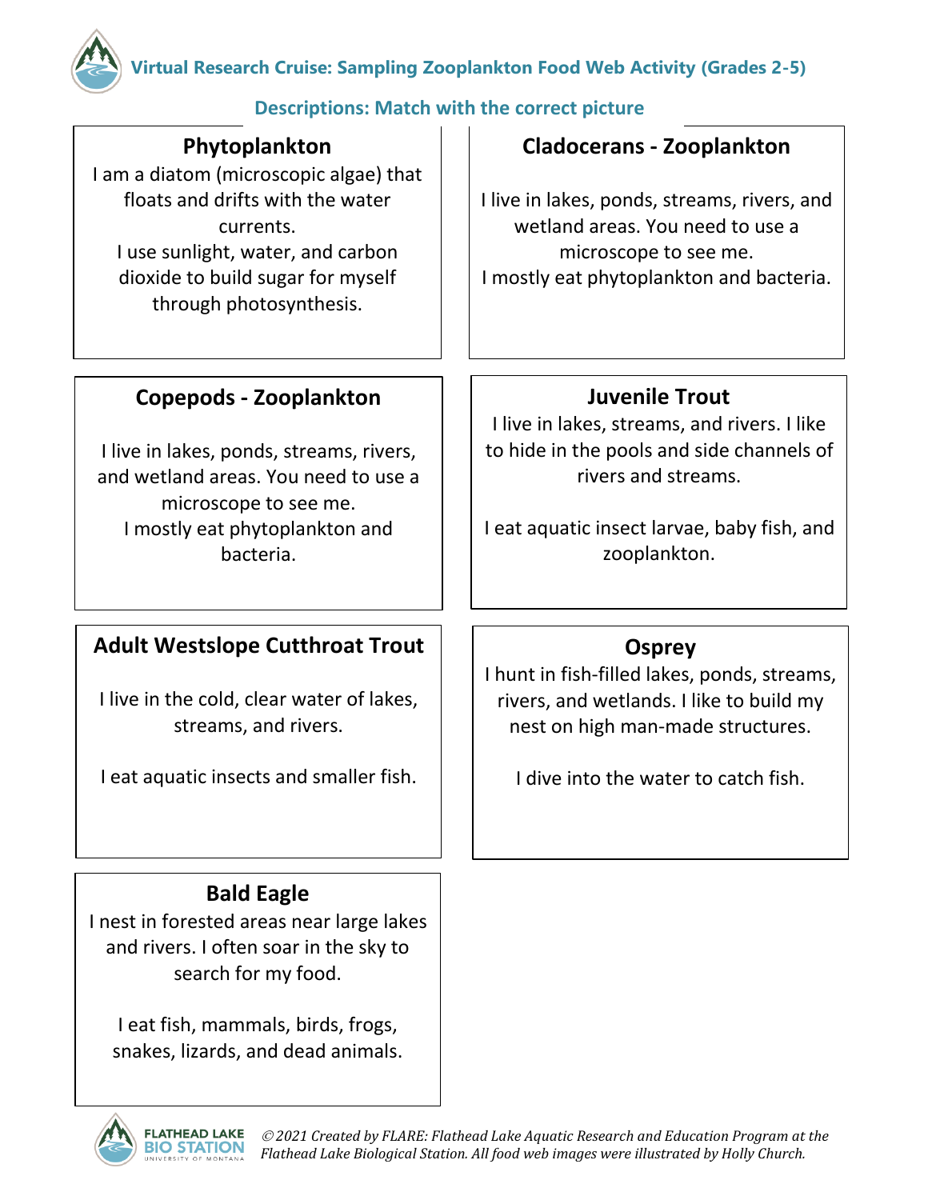# Virtual Research Cruise: Sampling Zooplankton Food Web Activity (Grades 2-5)

## Descriptions: Match with the correct picture

### Phytoplankton

I am a diatom (microscopic algae) that floats and drifts with the water currents.
I use sunlight, water, and carbon dioxide to build sugar for myself through photosynthesis.

### Cladocerans - Zooplankton

I live in lakes, ponds, streams, rivers, and wetland areas. You need to use a microscope to see me.
I mostly eat phytoplankton and bacteria.

### Copepods - Zooplankton

I live in lakes, ponds, streams, rivers, and wetland areas. You need to use a microscope to see me.
I mostly eat phytoplankton and bacteria.

### Juvenile Trout

I live in lakes, streams, and rivers. I like to hide in the pools and side channels of rivers and streams.

I eat aquatic insect larvae, baby fish, and zooplankton.

### Adult Westslope Cutthroat Trout

I live in the cold, clear water of lakes, streams, and rivers.

I eat aquatic insects and smaller fish.

### Osprey

I hunt in fish-filled lakes, ponds, streams, rivers, and wetlands. I like to build my nest on high man-made structures.

I dive into the water to catch fish.

### Bald Eagle

I nest in forested areas near large lakes and rivers. I often soar in the sky to search for my food.

I eat fish, mammals, birds, frogs, snakes, lizards, and dead animals.

*© 2021 Created by FLARE: Flathead Lake Aquatic Research and Education Program at the Flathead Lake Biological Station. All food web images were illustrated by Holly Church.*